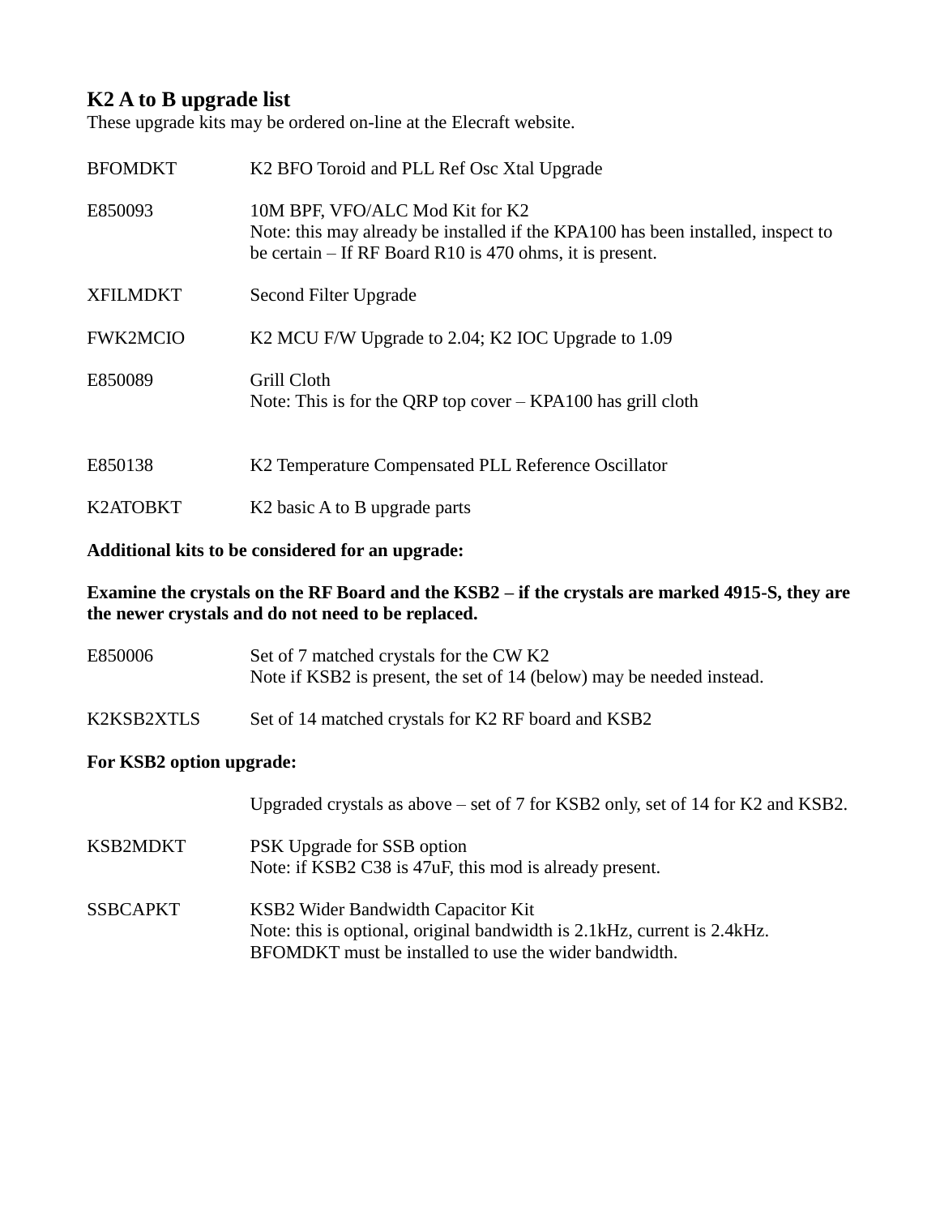## K2 A to B upgrade list

These upgrade kits may be ordered on-line at the Elecraft website.

| | |
|---|---|
| BFOMDKT | K2 BFO Toroid and PLL Ref Osc Xtal Upgrade |
| E850093 | 10M BPF, VFO/ALC Mod Kit for K2<br>Note: this may already be installed if the KPA100 has been installed, inspect to be certain – If RF Board R10 is 470 ohms, it is present. |
| XFILMDKT | Second Filter Upgrade |
| FWK2MCIO | K2 MCU F/W Upgrade to 2.04; K2 IOC Upgrade to 1.09 |
| E850089 | Grill Cloth<br>Note: This is for the QRP top cover – KPA100 has grill cloth |
| E850138 | K2 Temperature Compensated PLL Reference Oscillator |
| K2ATOBKT | K2 basic A to B upgrade parts |

**Additional kits to be considered for an upgrade:**

**Examine the crystals on the RF Board and the KSB2 – if the crystals are marked 4915-S, they are the newer crystals and do not need to be replaced.**

| | |
|---|---|
| E850006 | Set of 7 matched crystals for the CW K2<br>Note if KSB2 is present, the set of 14 (below) may be needed instead. |
| K2KSB2XTLS | Set of 14 matched crystals for K2 RF board and KSB2 |

**For KSB2 option upgrade:**

| | |
|---|---|
| | Upgraded crystals as above – set of 7 for KSB2 only, set of 14 for K2 and KSB2. |
| KSB2MDKT | PSK Upgrade for SSB option<br>Note: if KSB2 C38 is 47uF, this mod is already present. |
| SSBCAPKT | KSB2 Wider Bandwidth Capacitor Kit<br>Note: this is optional, original bandwidth is 2.1kHz, current is 2.4kHz.<br>BFOMDKT must be installed to use the wider bandwidth. |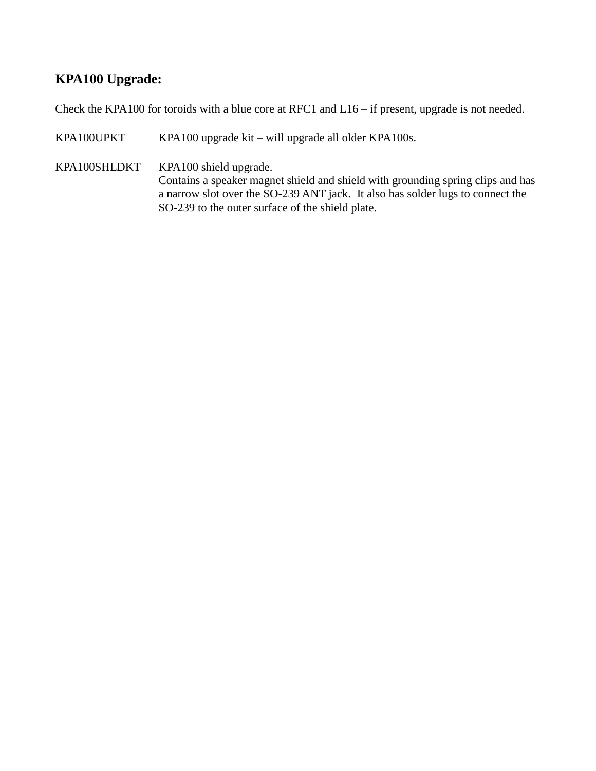### KPA100 Upgrade:

Check the KPA100 for toroids with a blue core at RFC1 and L16 – if present, upgrade is not needed.

| | |
|---|---|
| KPA100UPKT | KPA100 upgrade kit – will upgrade all older KPA100s. |
| KPA100SHLDKT | KPA100 shield upgrade.<br>Contains a speaker magnet shield and shield with grounding spring clips and has a narrow slot over the SO-239 ANT jack. It also has solder lugs to connect the SO-239 to the outer surface of the shield plate. |